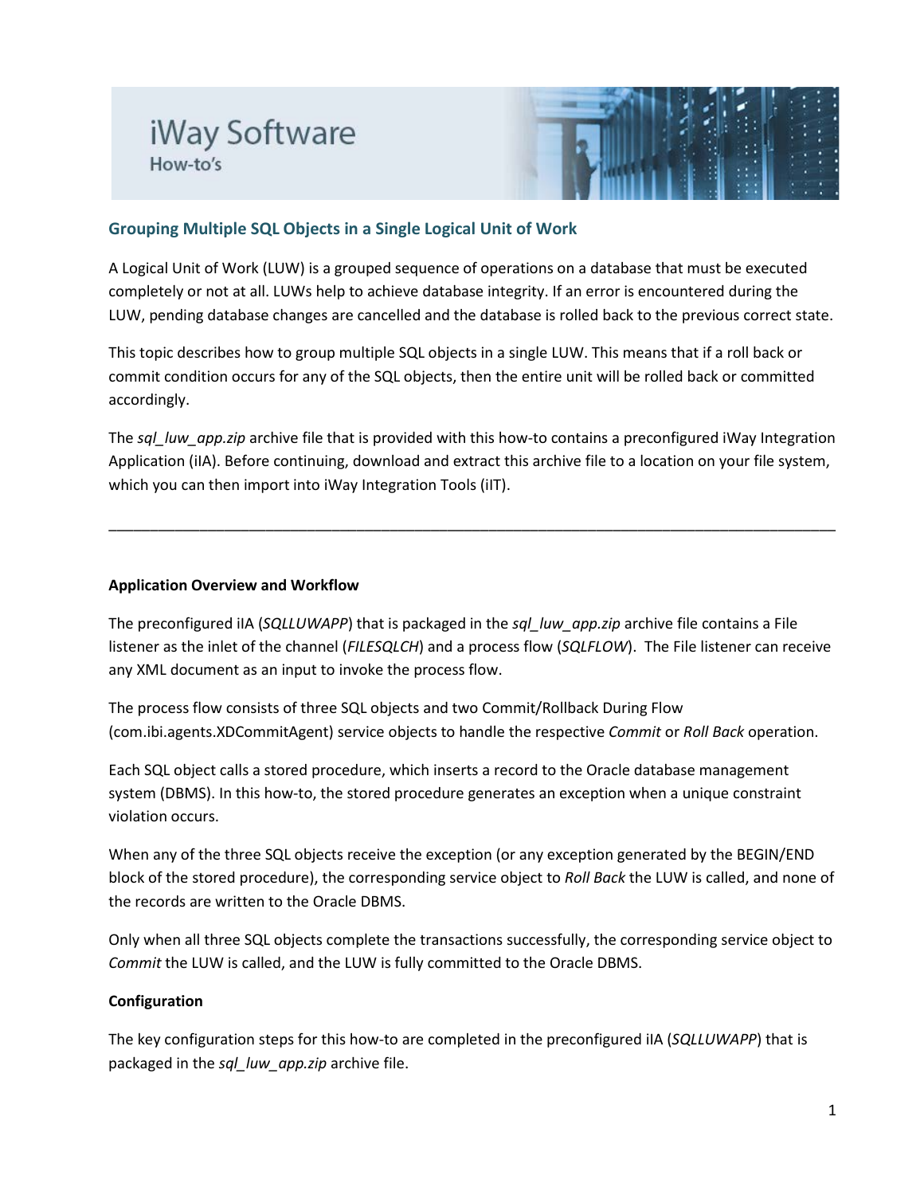# iWay Software

How-to's

## Grouping Multiple SQL Objects in a Single Logical Unit of Work

A Logical Unit of Work (LUW) is a grouped sequence of operations on a database that must be executed completely or not at all. LUWs help to achieve database integrity. If an error is encountered during the LUW, pending database changes are cancelled and the database is rolled back to the previous correct state.

This topic describes how to group multiple SQL objects in a single LUW. This means that if a roll back or commit condition occurs for any of the SQL objects, then the entire unit will be rolled back or committed accordingly.

The *sql_luw_app.zip* archive file that is provided with this how-to contains a preconfigured iWay Integration Application (iIA). Before continuing, download and extract this archive file to a location on your file system, which you can then import into iWay Integration Tools (iIT).

---

### Application Overview and Workflow

The preconfigured iIA (*SQLLUWAPP*) that is packaged in the *sql_luw_app.zip* archive file contains a File listener as the inlet of the channel (*FILESQLCH*) and a process flow (*SQLFLOW*). The File listener can receive any XML document as an input to invoke the process flow.

The process flow consists of three SQL objects and two Commit/Rollback During Flow (com.ibi.agents.XDCommitAgent) service objects to handle the respective *Commit* or *Roll Back* operation.

Each SQL object calls a stored procedure, which inserts a record to the Oracle database management system (DBMS). In this how-to, the stored procedure generates an exception when a unique constraint violation occurs.

When any of the three SQL objects receive the exception (or any exception generated by the BEGIN/END block of the stored procedure), the corresponding service object to *Roll Back* the LUW is called, and none of the records are written to the Oracle DBMS.

Only when all three SQL objects complete the transactions successfully, the corresponding service object to *Commit* the LUW is called, and the LUW is fully committed to the Oracle DBMS.

### Configuration

The key configuration steps for this how-to are completed in the preconfigured iIA (*SQLLUWAPP*) that is packaged in the *sql_luw_app.zip* archive file.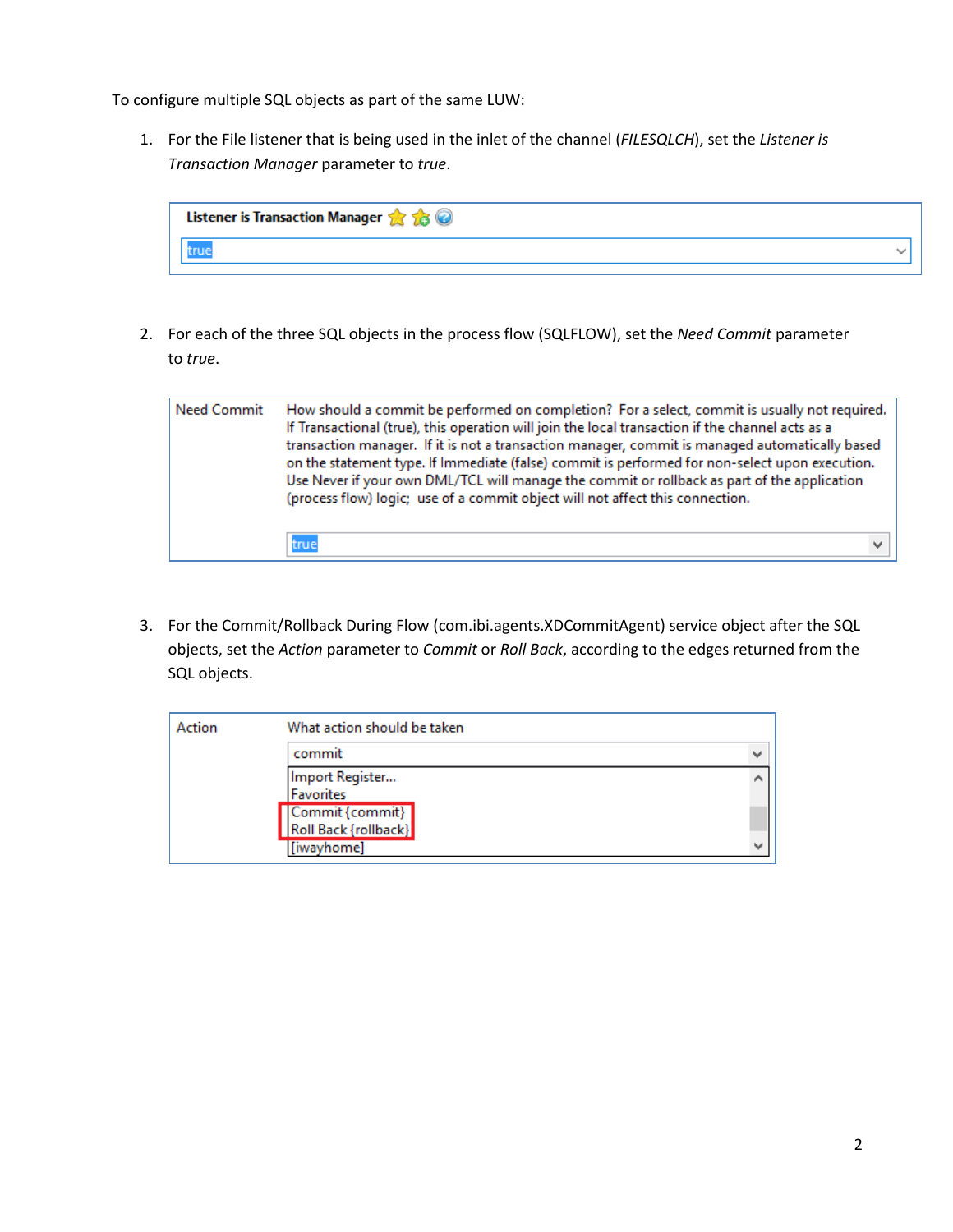To configure multiple SQL objects as part of the same LUW:

1. For the File listener that is being used in the inlet of the channel (*FILESQLCH*), set the *Listener is Transaction Manager* parameter to *true*.

   **Listener is Transaction Manager**

   true

2. For each of the three SQL objects in the process flow (SQLFLOW), set the *Need Commit* parameter to *true*.

   | | |
   |---|---|
   | Need Commit | How should a commit be performed on completion? For a select, commit is usually not required. If Transactional (true), this operation will join the local transaction if the channel acts as a transaction manager. If it is not a transaction manager, commit is managed automatically based on the statement type. If Immediate (false) commit is performed for non-select upon execution. Use Never if your own DML/TCL will manage the commit or rollback as part of the application (process flow) logic; use of a commit object will not affect this connection.<br><br>true |

3. For the Commit/Rollback During Flow (com.ibi.agents.XDCommitAgent) service object after the SQL objects, set the *Action* parameter to *Commit* or *Roll Back*, according to the edges returned from the SQL objects.

   | | |
   |---|---|
   | Action | What action should be taken<br><br>commit<br><br>Import Register...<br>Favorites<br>Commit {commit}<br>Roll Back {rollback}<br>[iwayhome] |